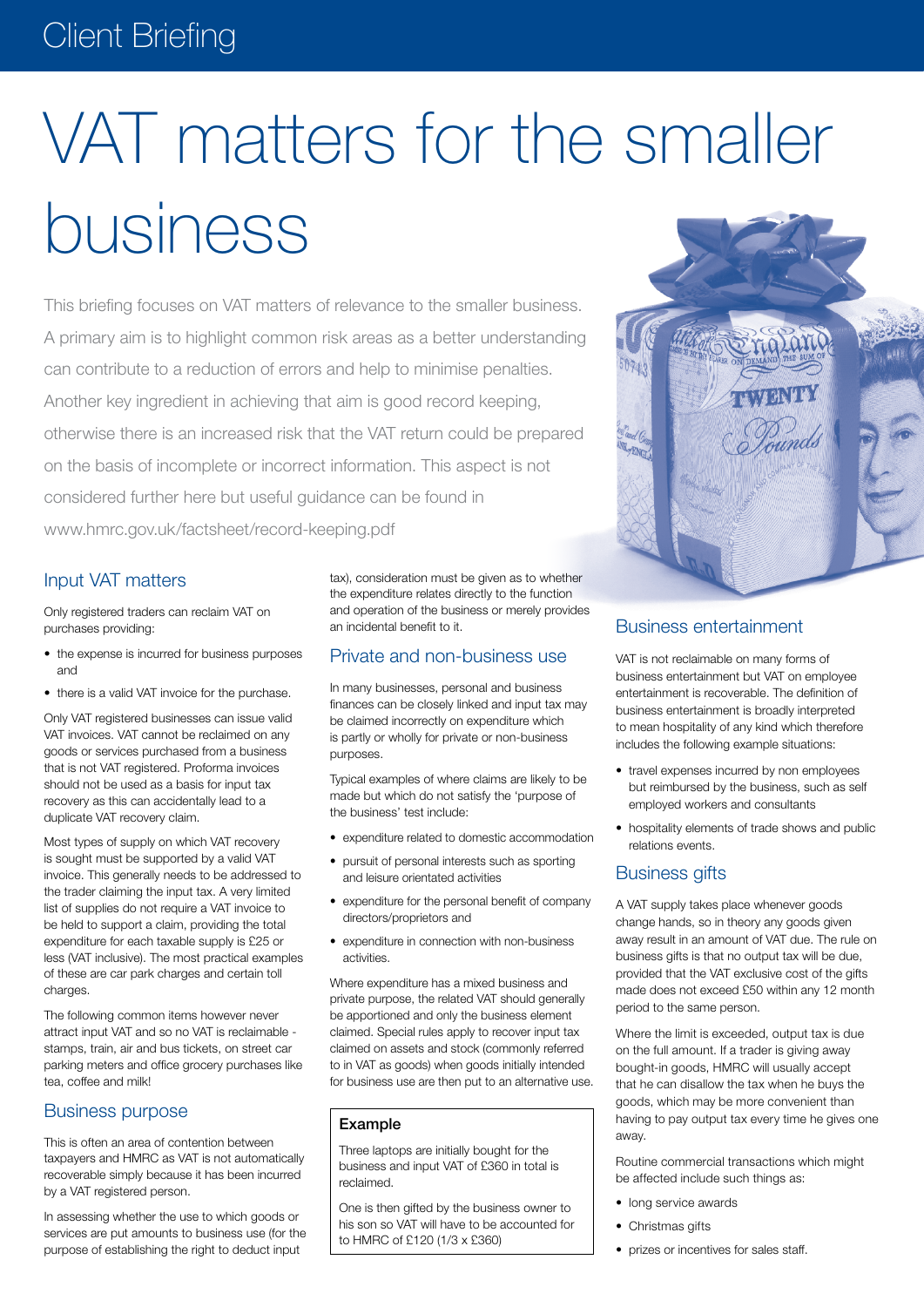Client Briefing

# VAT matters for the smaller business

This briefing focuses on VAT matters of relevance to the smaller business. A primary aim is to highlight common risk areas as a better understanding can contribute to a reduction of errors and help to minimise penalties. Another key ingredient in achieving that aim is good record keeping, otherwise there is an increased risk that the VAT return could be prepared on the basis of incomplete or incorrect information. This aspect is not considered further here but useful guidance can be found in www.hmrc.gov.uk/factsheet/record-keeping.pdf

## Input VAT matters

Only registered traders can reclaim VAT on purchases providing:

- the expense is incurred for business purposes and
- there is a valid VAT invoice for the purchase.

Only VAT registered businesses can issue valid VAT invoices. VAT cannot be reclaimed on any goods or services purchased from a business that is not VAT registered. Proforma invoices should not be used as a basis for input tax recovery as this can accidentally lead to a duplicate VAT recovery claim.

Most types of supply on which VAT recovery is sought must be supported by a valid VAT invoice. This generally needs to be addressed to the trader claiming the input tax. A very limited list of supplies do not require a VAT invoice to be held to support a claim, providing the total expenditure for each taxable supply is £25 or less (VAT inclusive). The most practical examples of these are car park charges and certain toll charges.

The following common items however never attract input VAT and so no VAT is reclaimable - stamps, train, air and bus tickets, on street car parking meters and office grocery purchases like tea, coffee and milk!

## Business purpose

This is often an area of contention between taxpayers and HMRC as VAT is not automatically recoverable simply because it has been incurred by a VAT registered person.

In assessing whether the use to which goods or services are put amounts to business use (for the purpose of establishing the right to deduct input tax), consideration must be given as to whether the expenditure relates directly to the function and operation of the business or merely provides an incidental benefit to it.

## Private and non-business use

In many businesses, personal and business finances can be closely linked and input tax may be claimed incorrectly on expenditure which is partly or wholly for private or non-business purposes.

Typical examples of where claims are likely to be made but which do not satisfy the 'purpose of the business' test include:

- expenditure related to domestic accommodation
- pursuit of personal interests such as sporting and leisure orientated activities
- expenditure for the personal benefit of company directors/proprietors and
- expenditure in connection with non-business activities.

Where expenditure has a mixed business and private purpose, the related VAT should generally be apportioned and only the business element claimed. Special rules apply to recover input tax claimed on assets and stock (commonly referred to in VAT as goods) when goods initially intended for business use are then put to an alternative use.

> **Example**
>
> Three laptops are initially bought for the business and input VAT of £360 in total is reclaimed.
>
> One is then gifted by the business owner to his son so VAT will have to be accounted for to HMRC of £120 (1/3 x £360)

## Business entertainment

VAT is not reclaimable on many forms of business entertainment but VAT on employee entertainment is recoverable. The definition of business entertainment is broadly interpreted to mean hospitality of any kind which therefore includes the following example situations:

- travel expenses incurred by non employees but reimbursed by the business, such as self employed workers and consultants
- hospitality elements of trade shows and public relations events.

## Business gifts

A VAT supply takes place whenever goods change hands, so in theory any goods given away result in an amount of VAT due. The rule on business gifts is that no output tax will be due, provided that the VAT exclusive cost of the gifts made does not exceed £50 within any 12 month period to the same person.

Where the limit is exceeded, output tax is due on the full amount. If a trader is giving away bought-in goods, HMRC will usually accept that he can disallow the tax when he buys the goods, which may be more convenient than having to pay output tax every time he gives one away.

Routine commercial transactions which might be affected include such things as:

- long service awards
- Christmas gifts
- prizes or incentives for sales staff.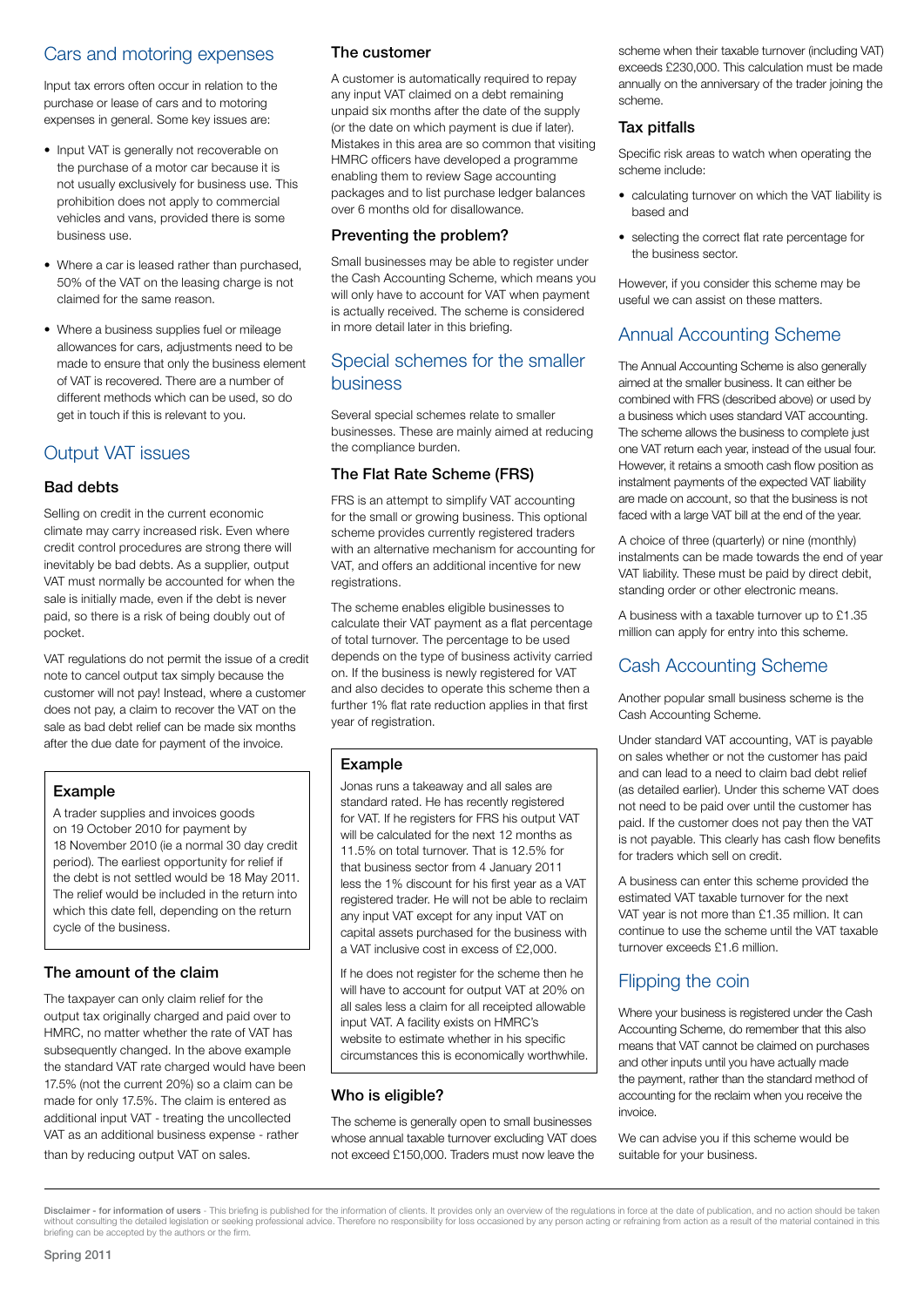## Cars and motoring expenses

Input tax errors often occur in relation to the purchase or lease of cars and to motoring expenses in general. Some key issues are:

- Input VAT is generally not recoverable on the purchase of a motor car because it is not usually exclusively for business use. This prohibition does not apply to commercial vehicles and vans, provided there is some business use.
- Where a car is leased rather than purchased, 50% of the VAT on the leasing charge is not claimed for the same reason.
- Where a business supplies fuel or mileage allowances for cars, adjustments need to be made to ensure that only the business element of VAT is recovered. There are a number of different methods which can be used, so do get in touch if this is relevant to you.

## Output VAT issues

### Bad debts

Selling on credit in the current economic climate may carry increased risk. Even where credit control procedures are strong there will inevitably be bad debts. As a supplier, output VAT must normally be accounted for when the sale is initially made, even if the debt is never paid, so there is a risk of being doubly out of pocket.

VAT regulations do not permit the issue of a credit note to cancel output tax simply because the customer will not pay! Instead, where a customer does not pay, a claim to recover the VAT on the sale as bad debt relief can be made six months after the due date for payment of the invoice.

> **Example**
>
> A trader supplies and invoices goods on 19 October 2010 for payment by 18 November 2010 (ie a normal 30 day credit period). The earliest opportunity for relief if the debt is not settled would be 18 May 2011. The relief would be included in the return into which this date fell, depending on the return cycle of the business.

### The amount of the claim

The taxpayer can only claim relief for the output tax originally charged and paid over to HMRC, no matter whether the rate of VAT has subsequently changed. In the above example the standard VAT rate charged would have been 17.5% (not the current 20%) so a claim can be made for only 17.5%. The claim is entered as additional input VAT - treating the uncollected VAT as an additional business expense - rather than by reducing output VAT on sales.

### The customer

A customer is automatically required to repay any input VAT claimed on a debt remaining unpaid six months after the date of the supply (or the date on which payment is due if later). Mistakes in this area are so common that visiting HMRC officers have developed a programme enabling them to review Sage accounting packages and to list purchase ledger balances over 6 months old for disallowance.

### Preventing the problem?

Small businesses may be able to register under the Cash Accounting Scheme, which means you will only have to account for VAT when payment is actually received. The scheme is considered in more detail later in this briefing.

## Special schemes for the smaller business

Several special schemes relate to smaller businesses. These are mainly aimed at reducing the compliance burden.

### The Flat Rate Scheme (FRS)

FRS is an attempt to simplify VAT accounting for the small or growing business. This optional scheme provides currently registered traders with an alternative mechanism for accounting for VAT, and offers an additional incentive for new registrations.

The scheme enables eligible businesses to calculate their VAT payment as a flat percentage of total turnover. The percentage to be used depends on the type of business activity carried on. If the business is newly registered for VAT and also decides to operate this scheme then a further 1% flat rate reduction applies in that first year of registration.

> **Example**
>
> Jonas runs a takeaway and all sales are standard rated. He has recently registered for VAT. If he registers for FRS his output VAT will be calculated for the next 12 months as 11.5% on total turnover. That is 12.5% for that business sector from 4 January 2011 less the 1% discount for his first year as a VAT registered trader. He will not be able to reclaim any input VAT except for any input VAT on capital assets purchased for the business with a VAT inclusive cost in excess of £2,000.
>
> If he does not register for the scheme then he will have to account for output VAT at 20% on all sales less a claim for all receipted allowable input VAT. A facility exists on HMRC's website to estimate whether in his specific circumstances this is economically worthwhile.

### Who is eligible?

The scheme is generally open to small businesses whose annual taxable turnover excluding VAT does not exceed £150,000. Traders must now leave the scheme when their taxable turnover (including VAT) exceeds £230,000. This calculation must be made annually on the anniversary of the trader joining the scheme.

### Tax pitfalls

Specific risk areas to watch when operating the scheme include:

- calculating turnover on which the VAT liability is based and
- selecting the correct flat rate percentage for the business sector.

However, if you consider this scheme may be useful we can assist on these matters.

## Annual Accounting Scheme

The Annual Accounting Scheme is also generally aimed at the smaller business. It can either be combined with FRS (described above) or used by a business which uses standard VAT accounting. The scheme allows the business to complete just one VAT return each year, instead of the usual four. However, it retains a smooth cash flow position as instalment payments of the expected VAT liability are made on account, so that the business is not faced with a large VAT bill at the end of the year.

A choice of three (quarterly) or nine (monthly) instalments can be made towards the end of year VAT liability. These must be paid by direct debit, standing order or other electronic means.

A business with a taxable turnover up to £1.35 million can apply for entry into this scheme.

## Cash Accounting Scheme

Another popular small business scheme is the Cash Accounting Scheme.

Under standard VAT accounting, VAT is payable on sales whether or not the customer has paid and can lead to a need to claim bad debt relief (as detailed earlier). Under this scheme VAT does not need to be paid over until the customer has paid. If the customer does not pay then the VAT is not payable. This clearly has cash flow benefits for traders which sell on credit.

A business can enter this scheme provided the estimated VAT taxable turnover for the next VAT year is not more than £1.35 million. It can continue to use the scheme until the VAT taxable turnover exceeds £1.6 million.

## Flipping the coin

Where your business is registered under the Cash Accounting Scheme, do remember that this also means that VAT cannot be claimed on purchases and other inputs until you have actually made the payment, rather than the standard method of accounting for the reclaim when you receive the invoice.

We can advise you if this scheme would be suitable for your business.

---

**Disclaimer - for information of users** - This briefing is published for the information of clients. It provides only an overview of the regulations in force at the date of publication, and no action should be taken without consulting the detailed legislation or seeking professional advice. Therefore no responsibility for loss occasioned by any person acting or refraining from action as a result of the material contained in this briefing can be accepted by the authors or the firm.

Spring 2011